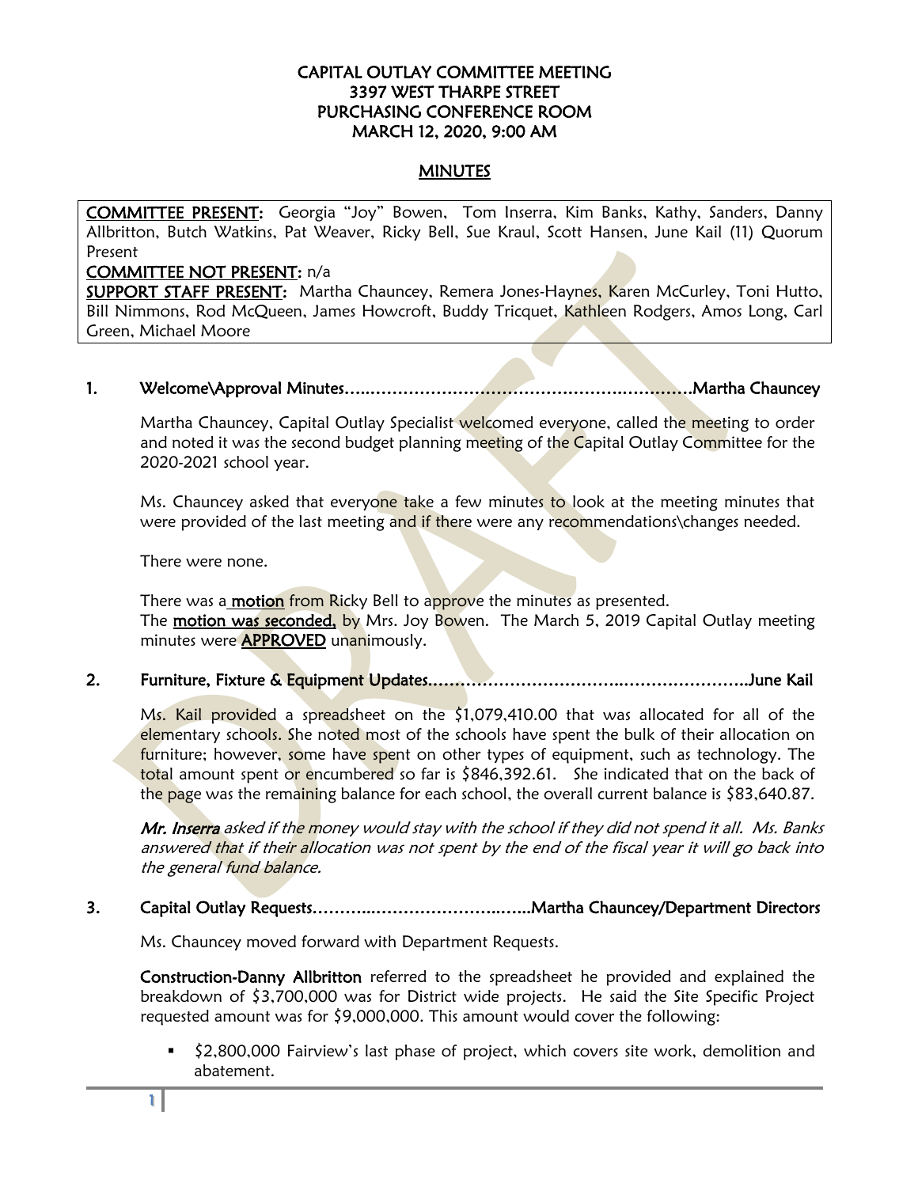**CAPITAL OUTLAY COMMITTEE MEETING**
**3397 WEST THARPE STREET**
**PURCHASING CONFERENCE ROOM**
**MARCH 12, 2020, 9:00 AM**

**MINUTES**

**COMMITTEE PRESENT:** Georgia "Joy" Bowen, Tom Inserra, Kim Banks, Kathy, Sanders, Danny Allbritton, Butch Watkins, Pat Weaver, Ricky Bell, Sue Kraul, Scott Hansen, June Kail (11) Quorum Present

**COMMITTEE NOT PRESENT:** n/a

**SUPPORT STAFF PRESENT:** Martha Chauncey, Remera Jones-Haynes, Karen McCurley, Toni Hutto, Bill Nimmons, Rod McQueen, James Howcroft, Buddy Tricquet, Kathleen Rodgers, Amos Long, Carl Green, Michael Moore

**1. Welcome\Approval Minutes……………………………………………………….Martha Chauncey**

Martha Chauncey, Capital Outlay Specialist welcomed everyone, called the meeting to order and noted it was the second budget planning meeting of the Capital Outlay Committee for the 2020-2021 school year.

Ms. Chauncey asked that everyone take a few minutes to look at the meeting minutes that were provided of the last meeting and if there were any recommendations\changes needed.

There were none.

There was a **motion** from Ricky Bell to approve the minutes as presented.
The **motion was seconded,** by Mrs. Joy Bowen. The March 5, 2019 Capital Outlay meeting minutes were **APPROVED** unanimously.

**2. Furniture, Fixture & Equipment Updates……………………………..…………………..June Kail**

Ms. Kail provided a spreadsheet on the $1,079,410.00 that was allocated for all of the elementary schools. She noted most of the schools have spent the bulk of their allocation on furniture; however, some have spent on other types of equipment, such as technology. The total amount spent or encumbered so far is $846,392.61. She indicated that on the back of the page was the remaining balance for each school, the overall current balance is $83,640.87.

***Mr. Inserra*** *asked if the money would stay with the school if they did not spend it all. Ms. Banks answered that if their allocation was not spent by the end of the fiscal year it will go back into the general fund balance.*

**3. Capital Outlay Requests……….………………………..…...Martha Chauncey/Department Directors**

Ms. Chauncey moved forward with Department Requests.

**Construction-Danny Allbritton** referred to the spreadsheet he provided and explained the breakdown of $3,700,000 was for District wide projects. He said the Site Specific Project requested amount was for $9,000,000. This amount would cover the following:

- $2,800,000 Fairview's last phase of project, which covers site work, demolition and abatement.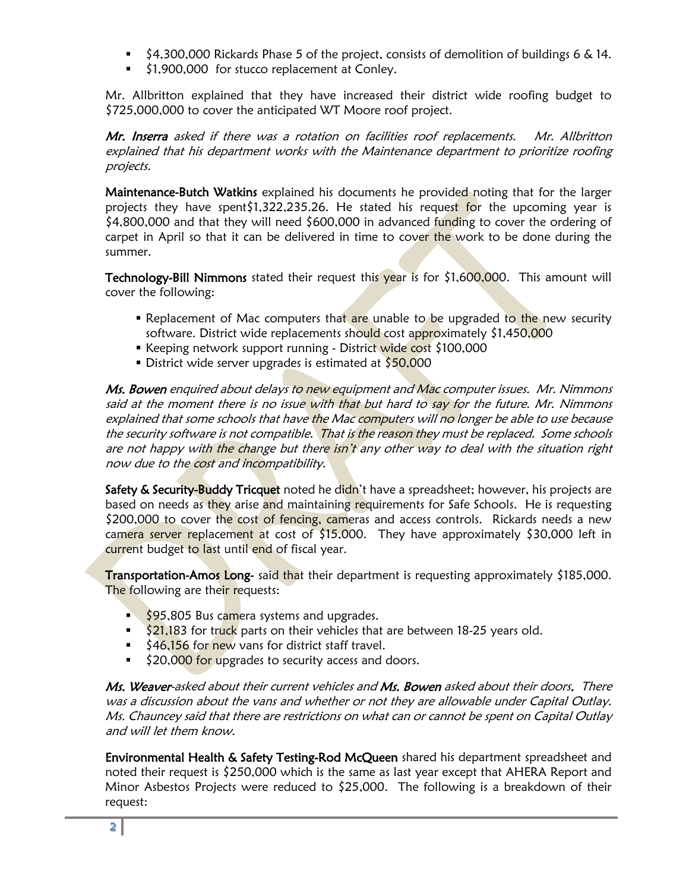- $4,300,000 Rickards Phase 5 of the project, consists of demolition of buildings 6 & 14.
- $1,900,000  for stucco replacement at Conley.

Mr. Allbritton explained that they have increased their district wide roofing budget to $725,000,000 to cover the anticipated WT Moore roof project.

***Mr. Inserra** asked if there was a rotation on facilities roof replacements.  Mr. Allbritton explained that his department works with the Maintenance department to prioritize roofing projects.*

**Maintenance-Butch Watkins** explained his documents he provided noting that for the larger projects they have spent$1,322,235.26. He stated his request for the upcoming year is $4,800,000 and that they will need $600,000 in advanced funding to cover the ordering of carpet in April so that it can be delivered in time to cover the work to be done during the summer.

**Technology-Bill Nimmons** stated their request this year is for $1,600,000.  This amount will cover the following:

- Replacement of Mac computers that are unable to be upgraded to the new security software. District wide replacements should cost approximately $1,450,000
- Keeping network support running - District wide cost $100,000
- District wide server upgrades is estimated at $50,000

***Ms. Bowen** enquired about delays to new equipment and Mac computer issues.  Mr. Nimmons said at the moment there is no issue with that but hard to say for the future. Mr. Nimmons explained that some schools that have the Mac computers will no longer be able to use because the security software is not compatible.  That is the reason they must be replaced.  Some schools are not happy with the change but there isn't any other way to deal with the situation right now due to the cost and incompatibility.*

**Safety & Security-Buddy Tricquet** noted he didn't have a spreadsheet; however, his projects are based on needs as they arise and maintaining requirements for Safe Schools.  He is requesting $200,000 to cover the cost of fencing, cameras and access controls.  Rickards needs a new camera server replacement at cost of $15,000.  They have approximately $30,000 left in current budget to last until end of fiscal year.

**Transportation-Amos Long-** said that their department is requesting approximately $185,000. The following are their requests:

- $95,805 Bus camera systems and upgrades.
- $21,183 for truck parts on their vehicles that are between 18-25 years old.
- $46,156 for new vans for district staff travel.
- $20,000 for upgrades to security access and doors.

***Ms. Weaver**-asked about their current vehicles and **Ms. Bowen** asked about their doors.  There was a discussion about the vans and whether or not they are allowable under Capital Outlay. Ms. Chauncey said that there are restrictions on what can or cannot be spent on Capital Outlay and will let them know.*

**Environmental Health & Safety Testing-Rod McQueen** shared his department spreadsheet and noted their request is $250,000 which is the same as last year except that AHERA Report and Minor Asbestos Projects were reduced to $25,000.  The following is a breakdown of their request: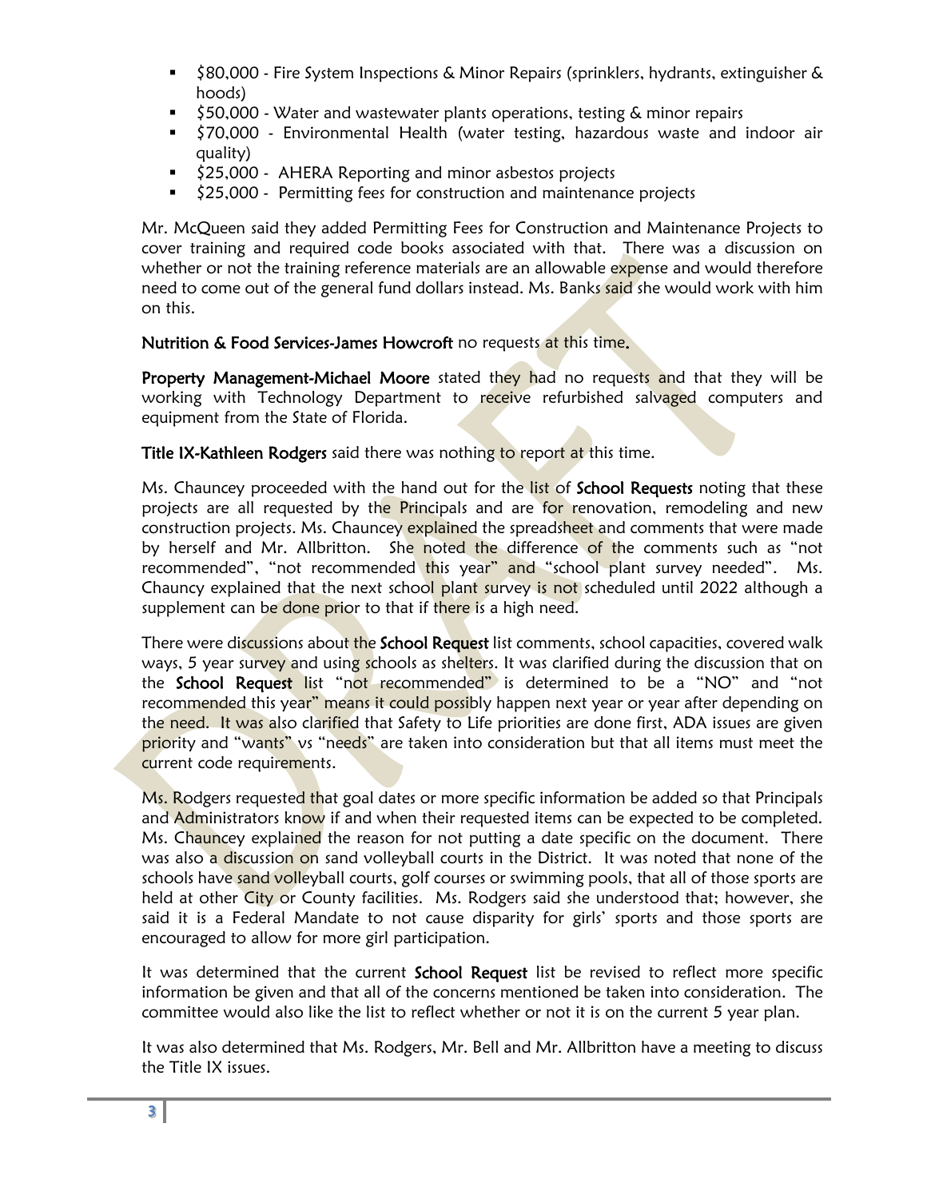- $80,000 - Fire System Inspections & Minor Repairs (sprinklers, hydrants, extinguisher & hoods)
- $50,000 - Water and wastewater plants operations, testing & minor repairs
- $70,000 - Environmental Health (water testing, hazardous waste and indoor air quality)
- $25,000 - AHERA Reporting and minor asbestos projects
- $25,000 - Permitting fees for construction and maintenance projects

Mr. McQueen said they added Permitting Fees for Construction and Maintenance Projects to cover training and required code books associated with that. There was a discussion on whether or not the training reference materials are an allowable expense and would therefore need to come out of the general fund dollars instead. Ms. Banks said she would work with him on this.

**Nutrition & Food Services-James Howcroft** no requests at this time.

**Property Management-Michael Moore** stated they had no requests and that they will be working with Technology Department to receive refurbished salvaged computers and equipment from the State of Florida.

**Title IX-Kathleen Rodgers** said there was nothing to report at this time.

Ms. Chauncey proceeded with the hand out for the list of **School Requests** noting that these projects are all requested by the Principals and are for renovation, remodeling and new construction projects. Ms. Chauncey explained the spreadsheet and comments that were made by herself and Mr. Allbritton. She noted the difference of the comments such as "not recommended", "not recommended this year" and "school plant survey needed". Ms. Chauncy explained that the next school plant survey is not scheduled until 2022 although a supplement can be done prior to that if there is a high need.

There were discussions about the **School Request** list comments, school capacities, covered walk ways, 5 year survey and using schools as shelters. It was clarified during the discussion that on the **School Request** list "not recommended" is determined to be a "NO" and "not recommended this year" means it could possibly happen next year or year after depending on the need. It was also clarified that Safety to Life priorities are done first, ADA issues are given priority and "wants" vs "needs" are taken into consideration but that all items must meet the current code requirements.

Ms. Rodgers requested that goal dates or more specific information be added so that Principals and Administrators know if and when their requested items can be expected to be completed. Ms. Chauncey explained the reason for not putting a date specific on the document. There was also a discussion on sand volleyball courts in the District. It was noted that none of the schools have sand volleyball courts, golf courses or swimming pools, that all of those sports are held at other City or County facilities. Ms. Rodgers said she understood that; however, she said it is a Federal Mandate to not cause disparity for girls' sports and those sports are encouraged to allow for more girl participation.

It was determined that the current **School Request** list be revised to reflect more specific information be given and that all of the concerns mentioned be taken into consideration. The committee would also like the list to reflect whether or not it is on the current 5 year plan.

It was also determined that Ms. Rodgers, Mr. Bell and Mr. Allbritton have a meeting to discuss the Title IX issues.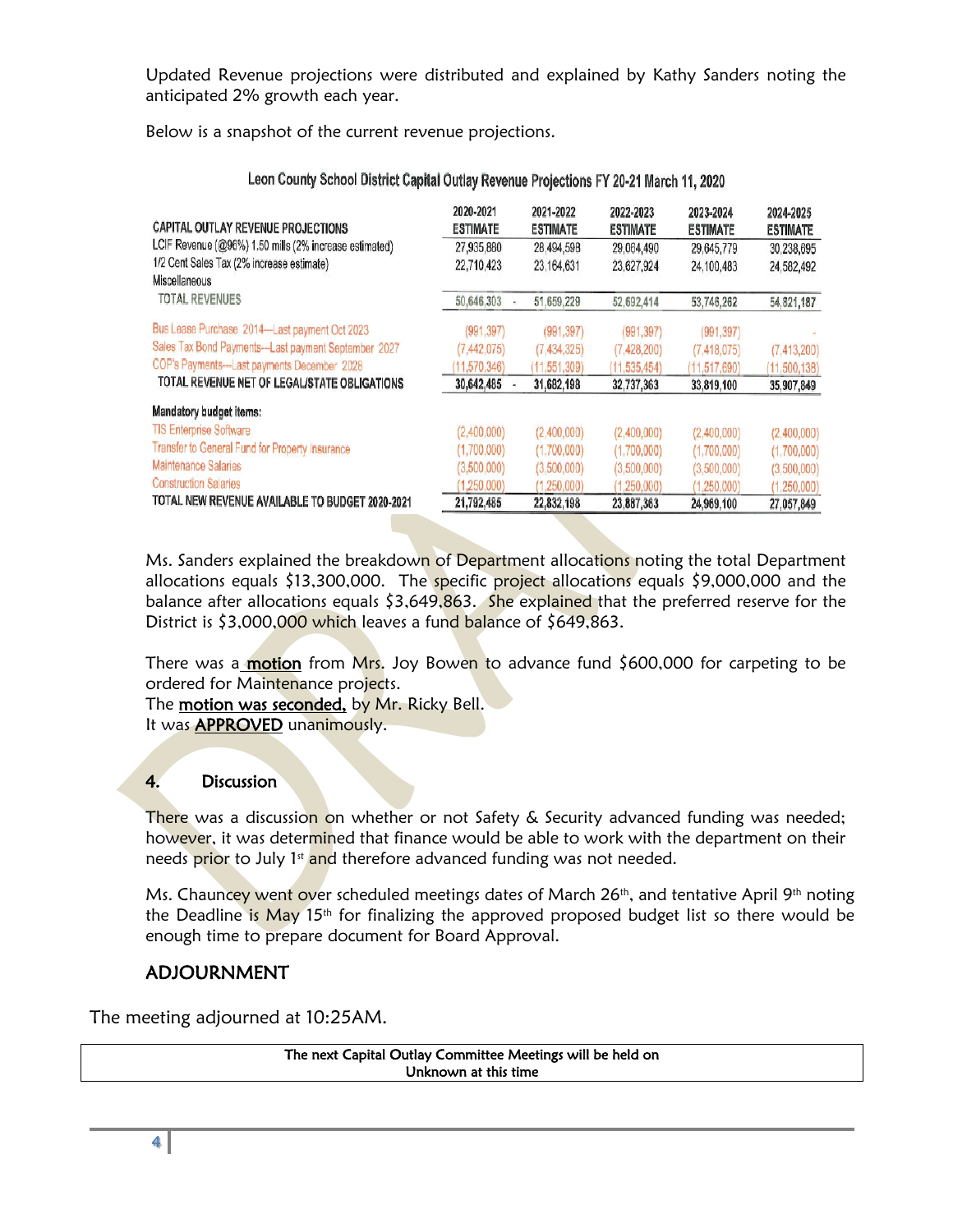Updated Revenue projections were distributed and explained by Kathy Sanders noting the anticipated 2% growth each year.

Below is a snapshot of the current revenue projections.

Leon County School District Capital Outlay Revenue Projections FY 20-21 March 11, 2020

| CAPITAL OUTLAY REVENUE PROJECTIONS | 2020-2021 ESTIMATE | 2021-2022 ESTIMATE | 2022-2023 ESTIMATE | 2023-2024 ESTIMATE | 2024-2025 ESTIMATE |
|---|---|---|---|---|---|
| LCIF Revenue (@96%) 1.50 mills (2% increase estimated) | 27,935,880 | 28,494,598 | 29,064,490 | 29,645,779 | 30,238,695 |
| 1/2 Cent Sales Tax (2% increase estimate) | 22,710,423 | 23,164,631 | 23,627,924 | 24,100,483 | 24,582,492 |
| Miscellaneous | | | | | |
| TOTAL REVENUES | 50,646,303 - | 51,659,229 | 52,692,414 | 53,746,262 | 54,821,187 |
| Bus Lease Purchase 2014—Last payment Oct 2023 | (991,397) | (991,397) | (991,397) | (991,397) | - |
| Sales Tax Bond Payments—Last payment September 2027 | (7,442,075) | (7,434,325) | (7,428,200) | (7,418,075) | (7,413,200) |
| COP's Payments—Last payments December 2028 | (11,570,346) | (11,551,309) | (11,535,454) | (11,517,690) | (11,500,138) |
| TOTAL REVENUE NET OF LEGAL/STATE OBLIGATIONS | 30,642,485 - | 31,682,198 | 32,737,363 | 33,819,100 | 35,907,849 |
| **Mandatory budget items:** | | | | | |
| TIS Enterprise Software | (2,400,000) | (2,400,000) | (2,400,000) | (2,400,000) | (2,400,000) |
| Transfer to General Fund for Property Insurance | (1,700,000) | (1,700,000) | (1,700,000) | (1,700,000) | (1,700,000) |
| Maintenance Salaries | (3,500,000) | (3,500,000) | (3,500,000) | (3,500,000) | (3,500,000) |
| Construction Salaries | (1,250,000) | (1,250,000) | (1,250,000) | (1,250,000) | (1,250,000) |
| TOTAL NEW REVENUE AVAILABLE TO BUDGET 2020-2021 | 21,792,485 | 22,832,198 | 23,887,363 | 24,969,100 | 27,057,849 |

Ms. Sanders explained the breakdown of Department allocations noting the total Department allocations equals $13,300,000. The specific project allocations equals $9,000,000 and the balance after allocations equals $3,649,863. She explained that the preferred reserve for the District is $3,000,000 which leaves a fund balance of $649,863.

There was a **motion** from Mrs. Joy Bowen to advance fund $600,000 for carpeting to be ordered for Maintenance projects.
The **motion was seconded,** by Mr. Ricky Bell.
It was **APPROVED** unanimously.

## 4. Discussion

There was a discussion on whether or not Safety & Security advanced funding was needed; however, it was determined that finance would be able to work with the department on their needs prior to July 1st and therefore advanced funding was not needed.

Ms. Chauncey went over scheduled meetings dates of March 26th, and tentative April 9th noting the Deadline is May 15th for finalizing the approved proposed budget list so there would be enough time to prepare document for Board Approval.

## ADJOURNMENT

The meeting adjourned at 10:25AM.

**The next Capital Outlay Committee Meetings will be held on**
**Unknown at this time**